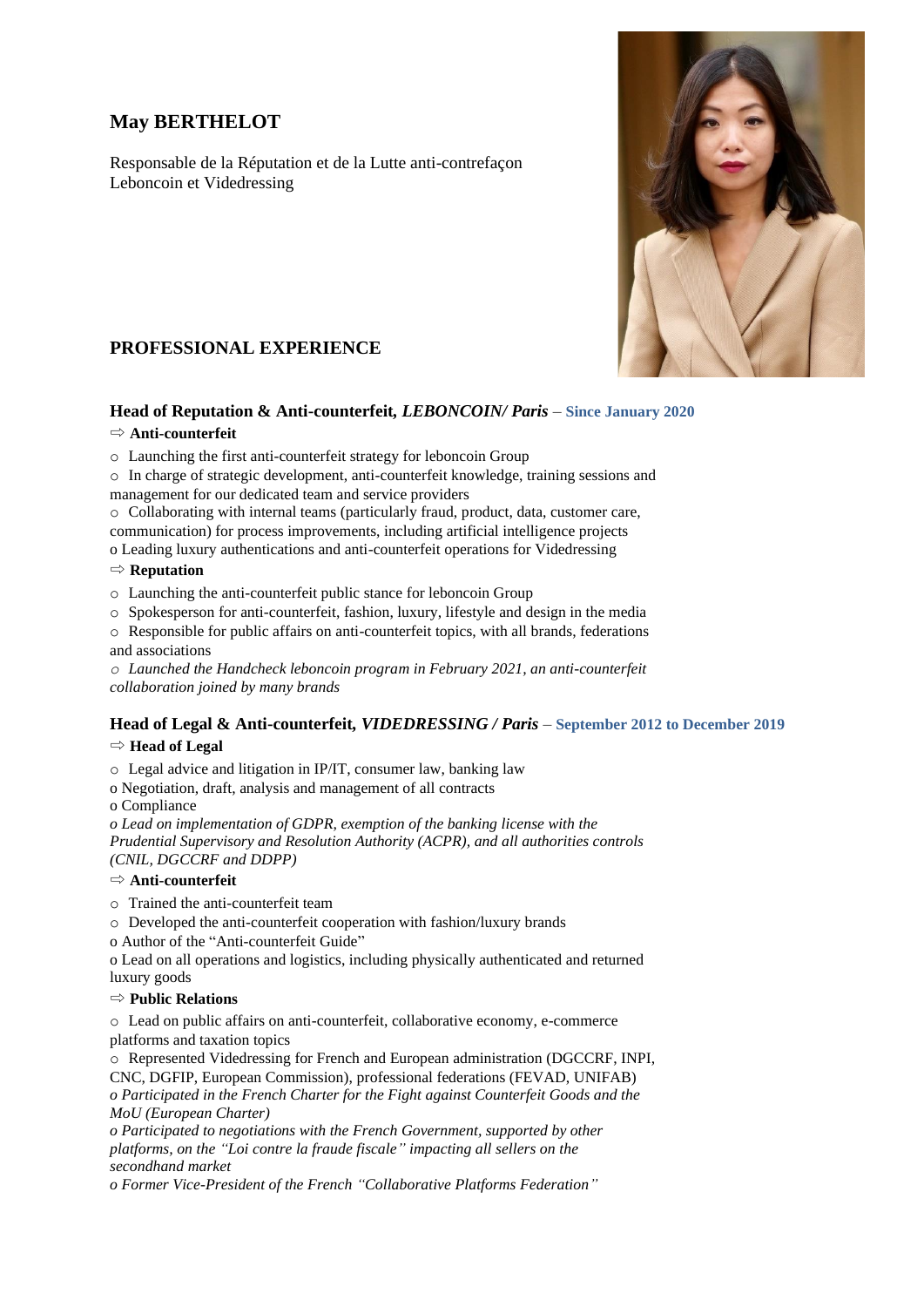# May BERTHELOT

Responsable de la Réputation et de la Lutte anti-contrefaçon
Leboncoin et Videdressing

## PROFESSIONAL EXPERIENCE

### Head of Reputation & Anti-counterfeit, *LEBONCOIN/ Paris* – Since January 2020

⇨ **Anti-counterfeit**

- Launching the first anti-counterfeit strategy for leboncoin Group
- In charge of strategic development, anti-counterfeit knowledge, training sessions and management for our dedicated team and service providers
- Collaborating with internal teams (particularly fraud, product, data, customer care, communication) for process improvements, including artificial intelligence projects
- Leading luxury authentications and anti-counterfeit operations for Videdressing

⇨ **Reputation**

- Launching the anti-counterfeit public stance for leboncoin Group
- Spokesperson for anti-counterfeit, fashion, luxury, lifestyle and design in the media
- Responsible for public affairs on anti-counterfeit topics, with all brands, federations and associations
- *Launched the Handcheck leboncoin program in February 2021, an anti-counterfeit collaboration joined by many brands*

### Head of Legal & Anti-counterfeit, *VIDEDRESSING / Paris* – September 2012 to December 2019

⇨ **Head of Legal**

- Legal advice and litigation in IP/IT, consumer law, banking law
- Negotiation, draft, analysis and management of all contracts
- Compliance
- *Lead on implementation of GDPR, exemption of the banking license with the Prudential Supervisory and Resolution Authority (ACPR), and all authorities controls (CNIL, DGCCRF and DDPP)*

⇨ **Anti-counterfeit**

- Trained the anti-counterfeit team
- Developed the anti-counterfeit cooperation with fashion/luxury brands
- Author of the "Anti-counterfeit Guide"
- Lead on all operations and logistics, including physically authenticated and returned luxury goods

⇨ **Public Relations**

- Lead on public affairs on anti-counterfeit, collaborative economy, e-commerce platforms and taxation topics
- Represented Videdressing for French and European administration (DGCCRF, INPI, CNC, DGFIP, European Commission), professional federations (FEVAD, UNIFAB)
- *Participated in the French Charter for the Fight against Counterfeit Goods and the MoU (European Charter)*
- *Participated to negotiations with the French Government, supported by other platforms, on the "Loi contre la fraude fiscale" impacting all sellers on the secondhand market*
- *Former Vice-President of the French "Collaborative Platforms Federation"*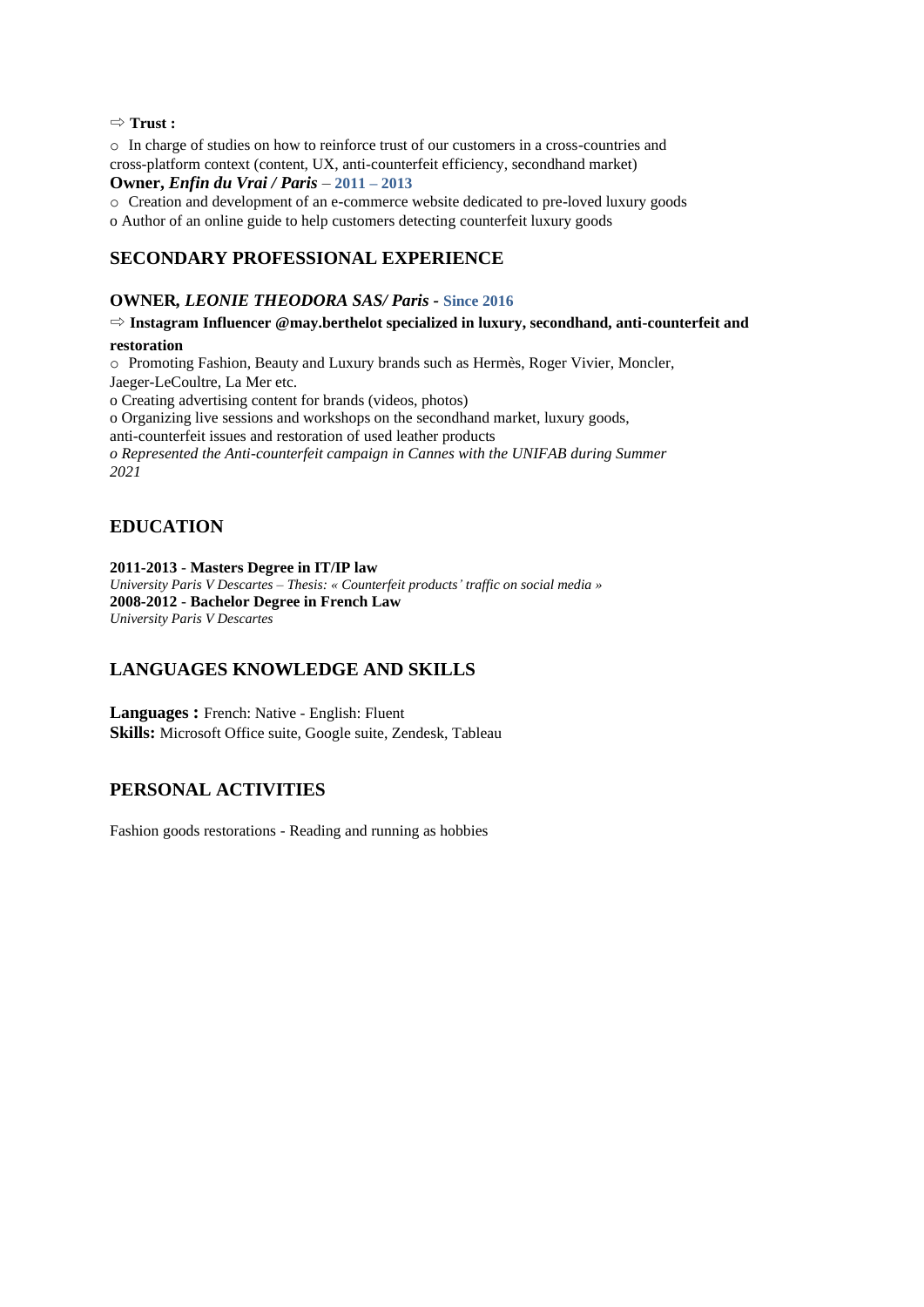⇨ **Trust :**

o In charge of studies on how to reinforce trust of our customers in a cross-countries and cross-platform context (content, UX, anti-counterfeit efficiency, secondhand market)

**Owner, *Enfin du Vrai / Paris*** – **2011 – 2013**

o Creation and development of an e-commerce website dedicated to pre-loved luxury goods
o Author of an online guide to help customers detecting counterfeit luxury goods

## SECONDARY PROFESSIONAL EXPERIENCE

**OWNER, *LEONIE THEODORA SAS/ Paris*** - **Since 2016**

⇨ **Instagram Influencer @may.berthelot specialized in luxury, secondhand, anti-counterfeit and restoration**

o Promoting Fashion, Beauty and Luxury brands such as Hermès, Roger Vivier, Moncler, Jaeger-LeCoultre, La Mer etc.
o Creating advertising content for brands (videos, photos)
o Organizing live sessions and workshops on the secondhand market, luxury goods, anti-counterfeit issues and restoration of used leather products
*o Represented the Anti-counterfeit campaign in Cannes with the UNIFAB during Summer 2021*

## EDUCATION

**2011-2013** - **Masters Degree in IT/IP law**
*University Paris V Descartes – Thesis: « Counterfeit products' traffic on social media »*
**2008-2012** - **Bachelor Degree in French Law**
*University Paris V Descartes*

## LANGUAGES KNOWLEDGE AND SKILLS

**Languages :** French: Native - English: Fluent
**Skills:** Microsoft Office suite, Google suite, Zendesk, Tableau

## PERSONAL ACTIVITIES

Fashion goods restorations - Reading and running as hobbies